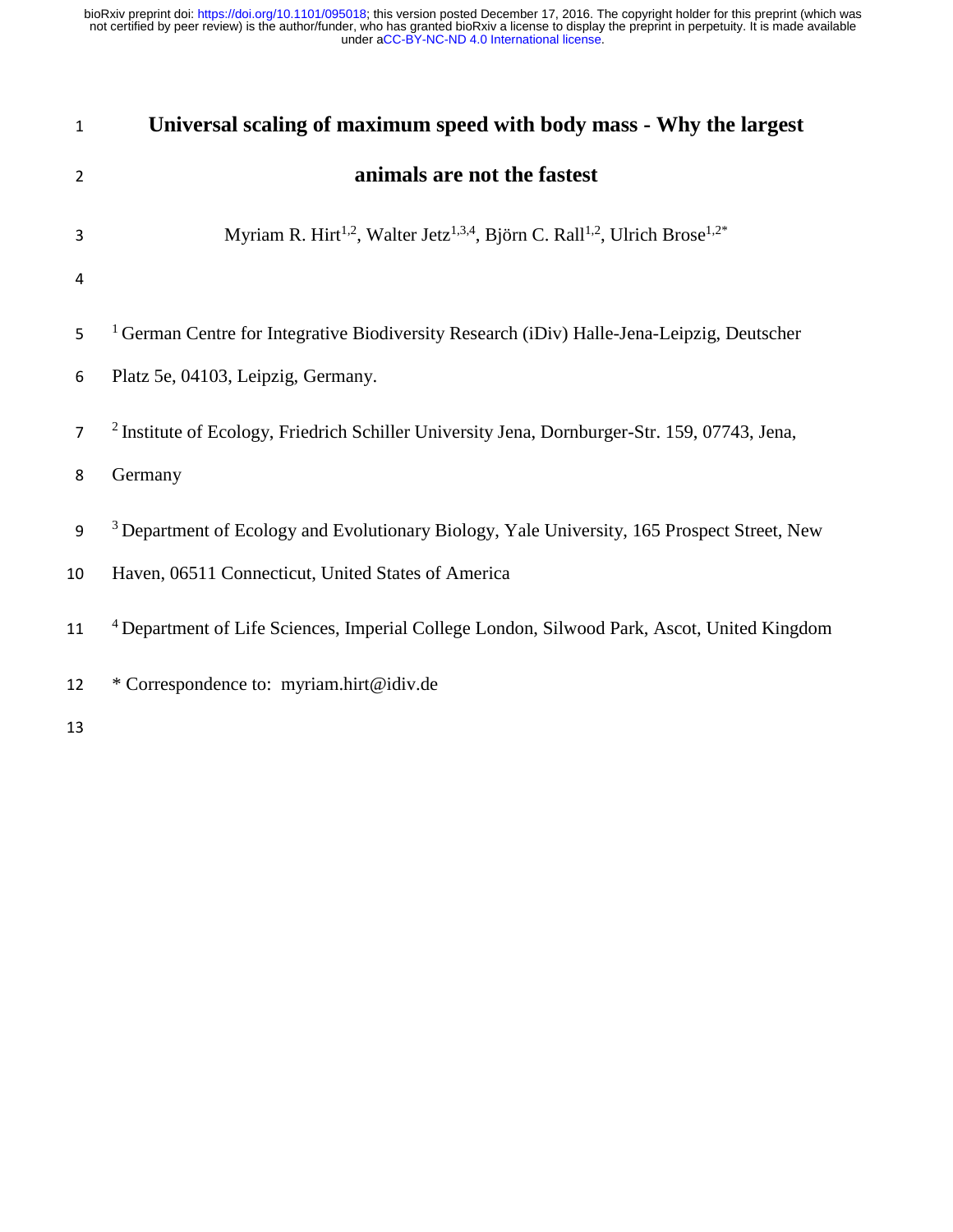# Universal scaling of maximum speed with body mass - Why the largest animals are not the fastest

Myriam R. Hirt[1,2], Walter Jetz[1,3,4], Björn C. Rall[1,2], Ulrich Brose[1,2*]

[1] German Centre for Integrative Biodiversity Research (iDiv) Halle-Jena-Leipzig, Deutscher Platz 5e, 04103, Leipzig, Germany.

[2] Institute of Ecology, Friedrich Schiller University Jena, Dornburger-Str. 159, 07743, Jena, Germany

[3] Department of Ecology and Evolutionary Biology, Yale University, 165 Prospect Street, New Haven, 06511 Connecticut, United States of America

[4] Department of Life Sciences, Imperial College London, Silwood Park, Ascot, United Kingdom

* Correspondence to: myriam.hirt@idiv.de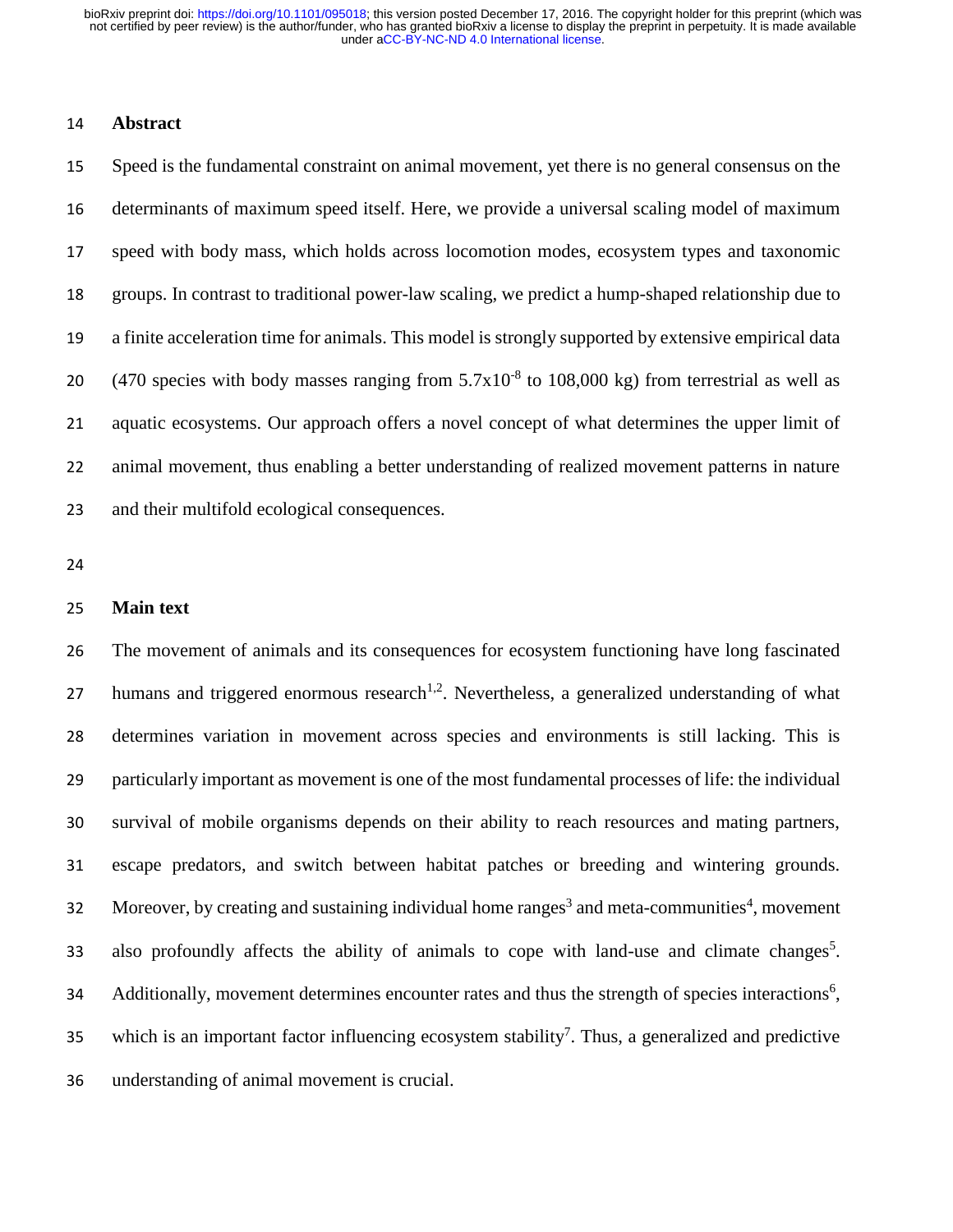## Abstract

Speed is the fundamental constraint on animal movement, yet there is no general consensus on the determinants of maximum speed itself. Here, we provide a universal scaling model of maximum speed with body mass, which holds across locomotion modes, ecosystem types and taxonomic groups. In contrast to traditional power-law scaling, we predict a hump-shaped relationship due to a finite acceleration time for animals. This model is strongly supported by extensive empirical data (470 species with body masses ranging from $5.7 \times 10^{-8}$ to 108,000 kg) from terrestrial as well as aquatic ecosystems. Our approach offers a novel concept of what determines the upper limit of animal movement, thus enabling a better understanding of realized movement patterns in nature and their multifold ecological consequences.

## Main text

The movement of animals and its consequences for ecosystem functioning have long fascinated humans and triggered enormous research[1,2]. Nevertheless, a generalized understanding of what determines variation in movement across species and environments is still lacking. This is particularly important as movement is one of the most fundamental processes of life: the individual survival of mobile organisms depends on their ability to reach resources and mating partners, escape predators, and switch between habitat patches or breeding and wintering grounds. Moreover, by creating and sustaining individual home ranges[3] and meta-communities[4], movement also profoundly affects the ability of animals to cope with land-use and climate changes[5]. Additionally, movement determines encounter rates and thus the strength of species interactions[6], which is an important factor influencing ecosystem stability[7]. Thus, a generalized and predictive understanding of animal movement is crucial.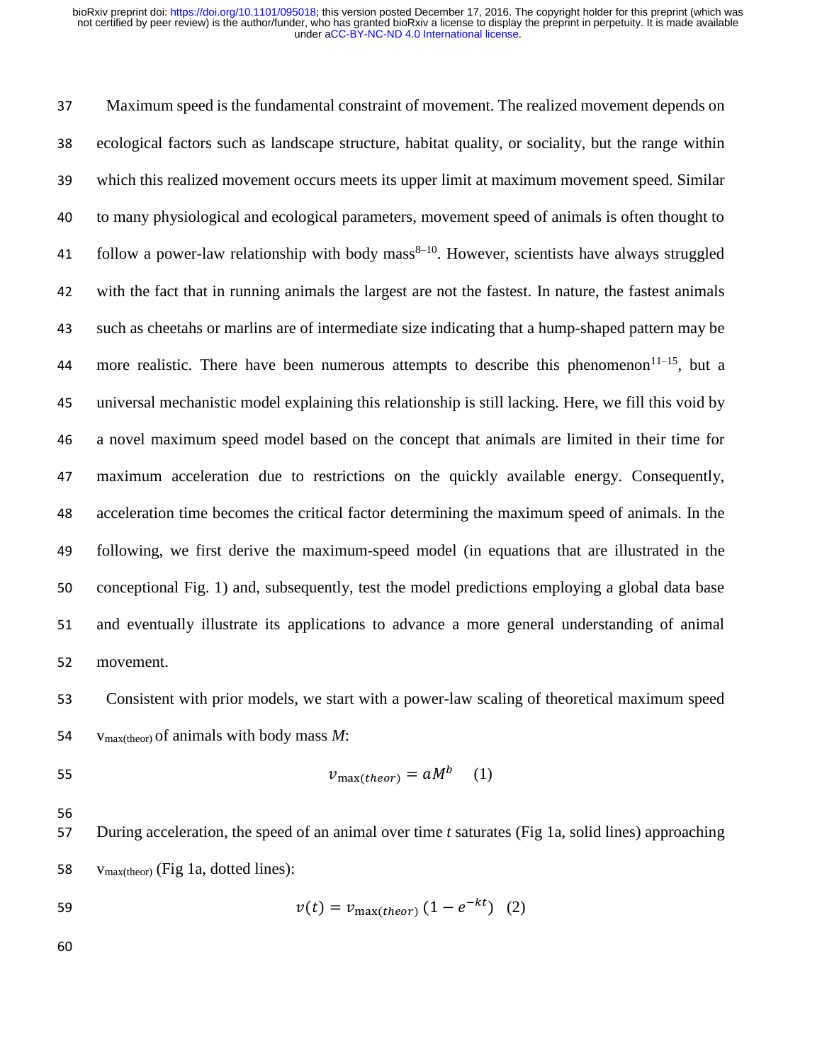Maximum speed is the fundamental constraint of movement. The realized movement depends on ecological factors such as landscape structure, habitat quality, or sociality, but the range within which this realized movement occurs meets its upper limit at maximum movement speed. Similar to many physiological and ecological parameters, movement speed of animals is often thought to follow a power-law relationship with body mass[8–10]. However, scientists have always struggled with the fact that in running animals the largest are not the fastest. In nature, the fastest animals such as cheetahs or marlins are of intermediate size indicating that a hump-shaped pattern may be more realistic. There have been numerous attempts to describe this phenomenon[11–15], but a universal mechanistic model explaining this relationship is still lacking. Here, we fill this void by a novel maximum speed model based on the concept that animals are limited in their time for maximum acceleration due to restrictions on the quickly available energy. Consequently, acceleration time becomes the critical factor determining the maximum speed of animals. In the following, we first derive the maximum-speed model (in equations that are illustrated in the conceptional Fig. 1) and, subsequently, test the model predictions employing a global data base and eventually illustrate its applications to advance a more general understanding of animal movement.

Consistent with prior models, we start with a power-law scaling of theoretical maximum speed $v_{max(theor)}$ of animals with body mass $M$:

$$v_{\max(theor)} = aM^b \quad (1)$$

During acceleration, the speed of an animal over time $t$ saturates (Fig 1a, solid lines) approaching $v_{max(theor)}$ (Fig 1a, dotted lines):

$$v(t) = v_{\max(theor)}\,(1 - e^{-kt}) \quad (2)$$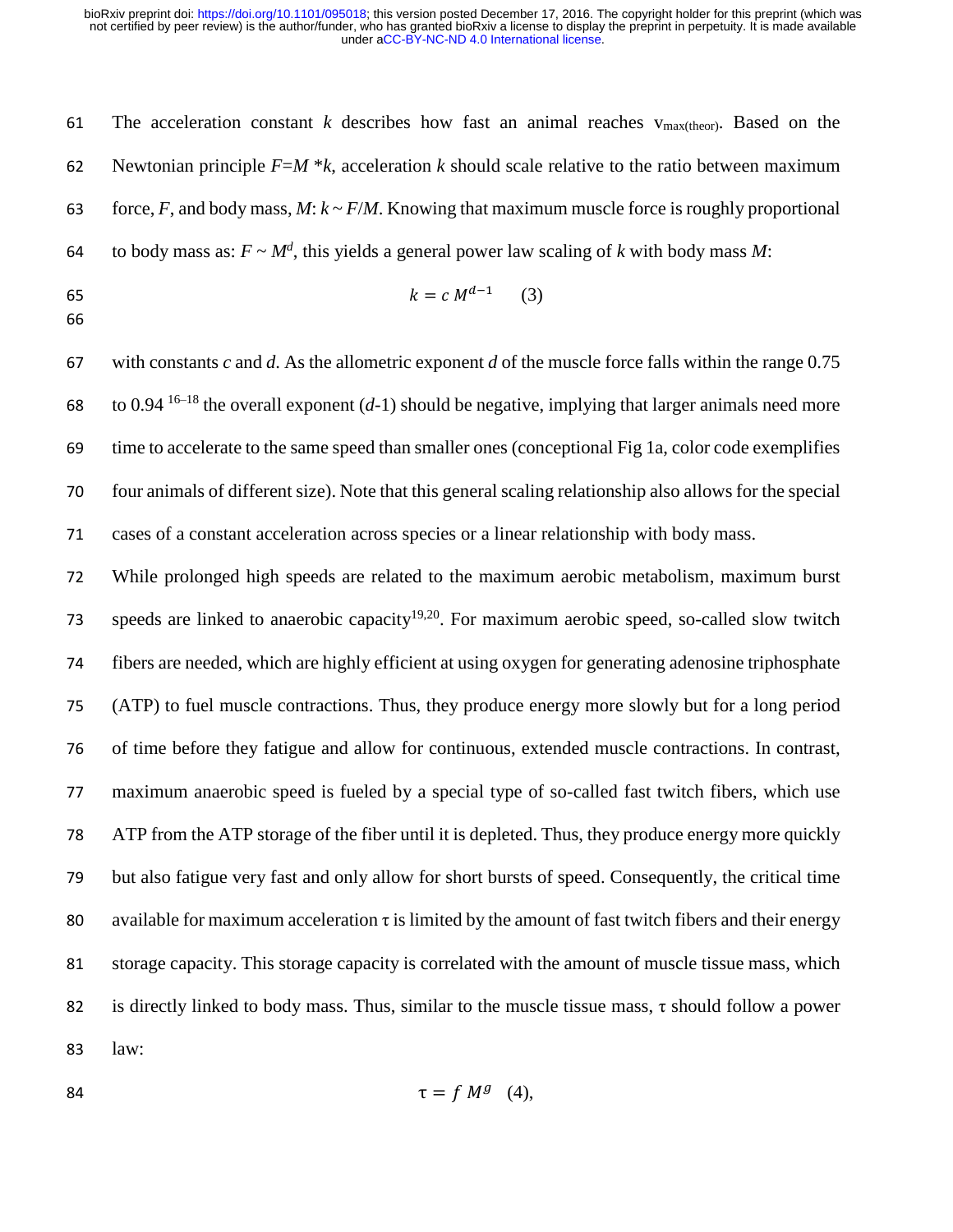The acceleration constant $k$ describes how fast an animal reaches $v_{max(theor)}$. Based on the Newtonian principle $F=M*k$, acceleration $k$ should scale relative to the ratio between maximum force, $F$, and body mass, $M$: $k \sim F/M$. Knowing that maximum muscle force is roughly proportional to body mass as: $F \sim M^d$, this yields a general power law scaling of $k$ with body mass $M$:

$$k = c\, M^{d-1} \quad (3)$$

with constants $c$ and $d$. As the allometric exponent $d$ of the muscle force falls within the range 0.75 to 0.94 [16–18] the overall exponent ($d$-1) should be negative, implying that larger animals need more time to accelerate to the same speed than smaller ones (conceptional Fig 1a, color code exemplifies four animals of different size). Note that this general scaling relationship also allows for the special cases of a constant acceleration across species or a linear relationship with body mass.

While prolonged high speeds are related to the maximum aerobic metabolism, maximum burst speeds are linked to anaerobic capacity[19,20]. For maximum aerobic speed, so-called slow twitch fibers are needed, which are highly efficient at using oxygen for generating adenosine triphosphate (ATP) to fuel muscle contractions. Thus, they produce energy more slowly but for a long period of time before they fatigue and allow for continuous, extended muscle contractions. In contrast, maximum anaerobic speed is fueled by a special type of so-called fast twitch fibers, which use ATP from the ATP storage of the fiber until it is depleted. Thus, they produce energy more quickly but also fatigue very fast and only allow for short bursts of speed. Consequently, the critical time available for maximum acceleration $\tau$ is limited by the amount of fast twitch fibers and their energy storage capacity. This storage capacity is correlated with the amount of muscle tissue mass, which is directly linked to body mass. Thus, similar to the muscle tissue mass, $\tau$ should follow a power law:

$$\tau = f\, M^{g} \quad (4),$$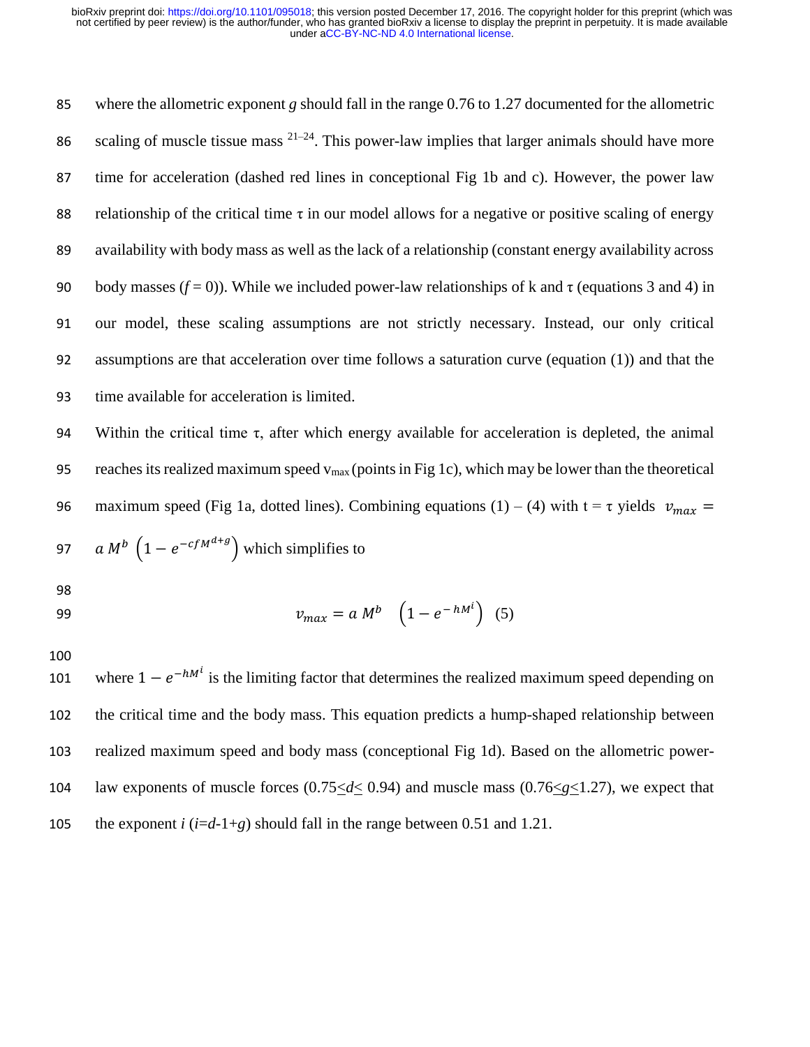where the allometric exponent $g$ should fall in the range 0.76 to 1.27 documented for the allometric scaling of muscle tissue mass [21–24]. This power-law implies that larger animals should have more time for acceleration (dashed red lines in conceptional Fig 1b and c). However, the power law relationship of the critical time τ in our model allows for a negative or positive scaling of energy availability with body mass as well as the lack of a relationship (constant energy availability across body masses ($f = 0$)). While we included power-law relationships of k and τ (equations 3 and 4) in our model, these scaling assumptions are not strictly necessary. Instead, our only critical assumptions are that acceleration over time follows a saturation curve (equation (1)) and that the time available for acceleration is limited.

Within the critical time τ, after which energy available for acceleration is depleted, the animal reaches its realized maximum speed $v_{max}$ (points in Fig 1c), which may be lower than the theoretical maximum speed (Fig 1a, dotted lines). Combining equations (1) – (4) with t = τ yields $v_{max} = a\,M^b\,\left(1 - e^{-cfM^{d+g}}\right)$ which simplifies to

$$v_{max} = a\,M^b \quad \left(1 - e^{-\,hM^i}\right) \quad (5)$$

where $1 - e^{-hM^i}$ is the limiting factor that determines the realized maximum speed depending on the critical time and the body mass. This equation predicts a hump-shaped relationship between realized maximum speed and body mass (conceptional Fig 1d). Based on the allometric power-law exponents of muscle forces ($0.75 \leq d \leq 0.94$) and muscle mass ($0.76 \leq g \leq 1.27$), we expect that the exponent $i$ ($i = d - 1 + g$) should fall in the range between 0.51 and 1.21.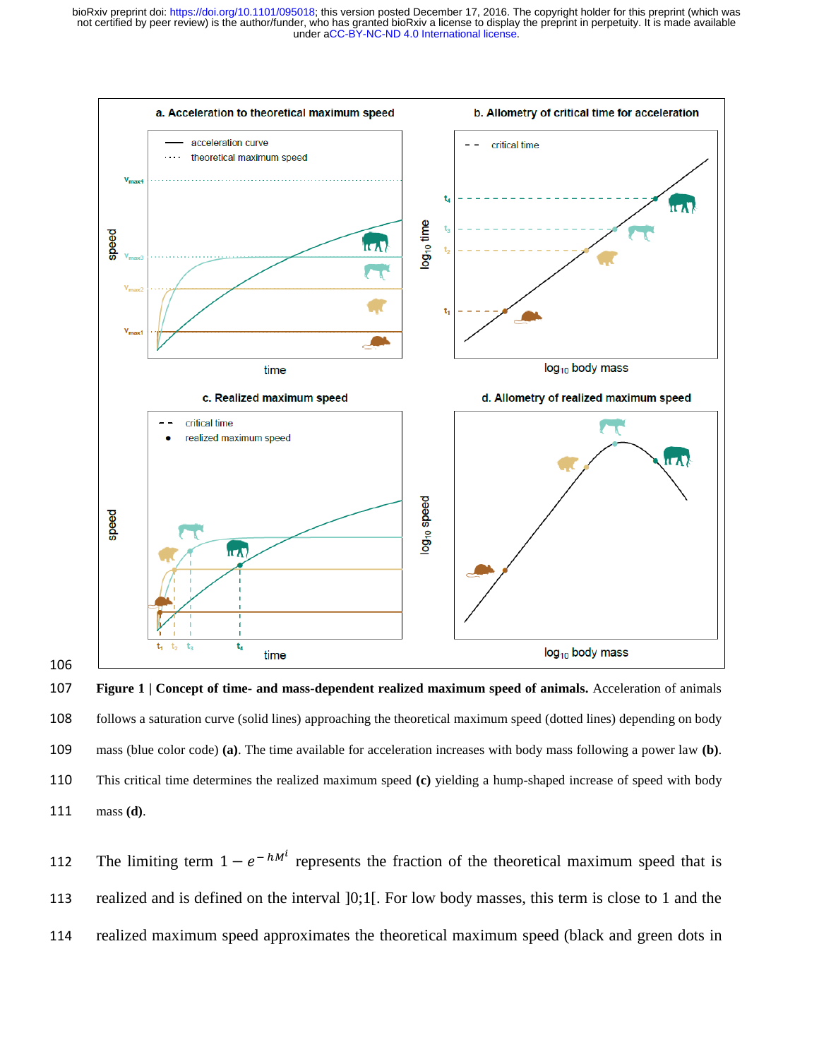**Figure 1 | Concept of time- and mass-dependent realized maximum speed of animals.** Acceleration of animals follows a saturation curve (solid lines) approaching the theoretical maximum speed (dotted lines) depending on body mass (blue color code) **(a)**. The time available for acceleration increases with body mass following a power law **(b)**. This critical time determines the realized maximum speed **(c)** yielding a hump-shaped increase of speed with body mass **(d)**.

The limiting term $1 - e^{-hM^i}$ represents the fraction of the theoretical maximum speed that is realized and is defined on the interval ]0;1[. For low body masses, this term is close to 1 and the realized maximum speed approximates the theoretical maximum speed (black and green dots in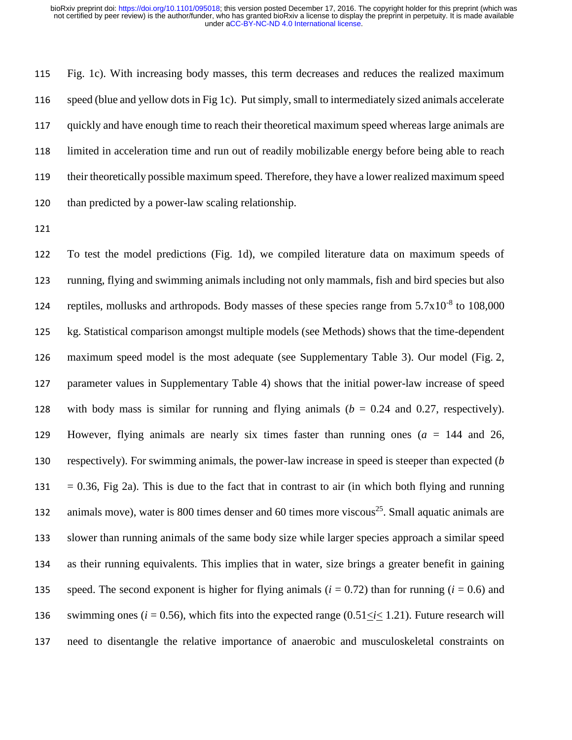Fig. 1c). With increasing body masses, this term decreases and reduces the realized maximum speed (blue and yellow dots in Fig 1c). Put simply, small to intermediately sized animals accelerate quickly and have enough time to reach their theoretical maximum speed whereas large animals are limited in acceleration time and run out of readily mobilizable energy before being able to reach their theoretically possible maximum speed. Therefore, they have a lower realized maximum speed than predicted by a power-law scaling relationship.

To test the model predictions (Fig. 1d), we compiled literature data on maximum speeds of running, flying and swimming animals including not only mammals, fish and bird species but also reptiles, mollusks and arthropods. Body masses of these species range from $5.7 \times 10^{-8}$ to 108,000 kg. Statistical comparison amongst multiple models (see Methods) shows that the time-dependent maximum speed model is the most adequate (see Supplementary Table 3). Our model (Fig. 2, parameter values in Supplementary Table 4) shows that the initial power-law increase of speed with body mass is similar for running and flying animals ($b$ = 0.24 and 0.27, respectively). However, flying animals are nearly six times faster than running ones ($a$ = 144 and 26, respectively). For swimming animals, the power-law increase in speed is steeper than expected ($b$ = 0.36, Fig 2a). This is due to the fact that in contrast to air (in which both flying and running animals move), water is 800 times denser and 60 times more viscous[25]. Small aquatic animals are slower than running animals of the same body size while larger species approach a similar speed as their running equivalents. This implies that in water, size brings a greater benefit in gaining speed. The second exponent is higher for flying animals ($i$ = 0.72) than for running ($i$ = 0.6) and swimming ones ($i$ = 0.56), which fits into the expected range ($0.51 \leq i \leq 1.21$). Future research will need to disentangle the relative importance of anaerobic and musculoskeletal constraints on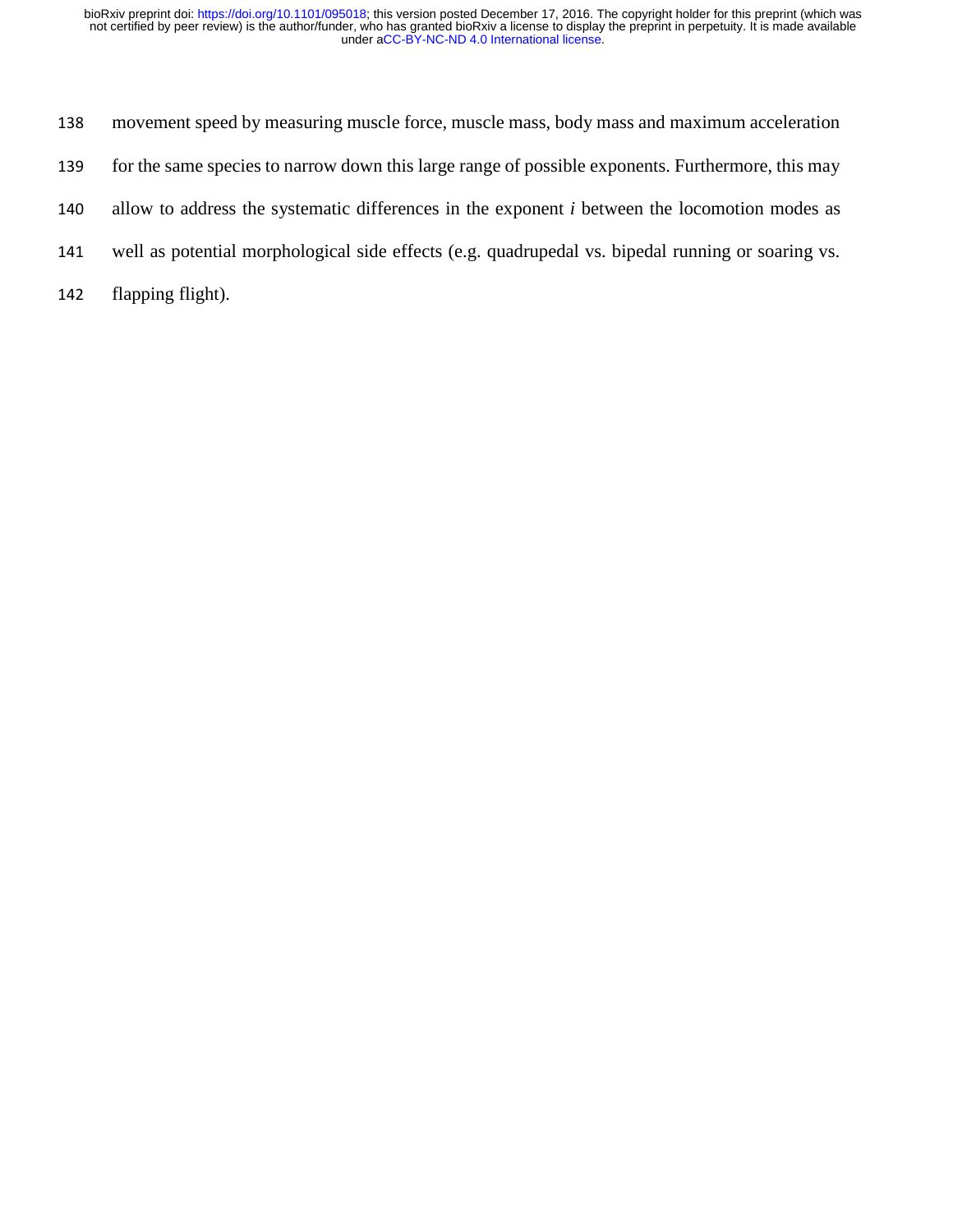movement speed by measuring muscle force, muscle mass, body mass and maximum acceleration for the same species to narrow down this large range of possible exponents. Furthermore, this may allow to address the systematic differences in the exponent $i$ between the locomotion modes as well as potential morphological side effects (e.g. quadrupedal vs. bipedal running or soaring vs. flapping flight).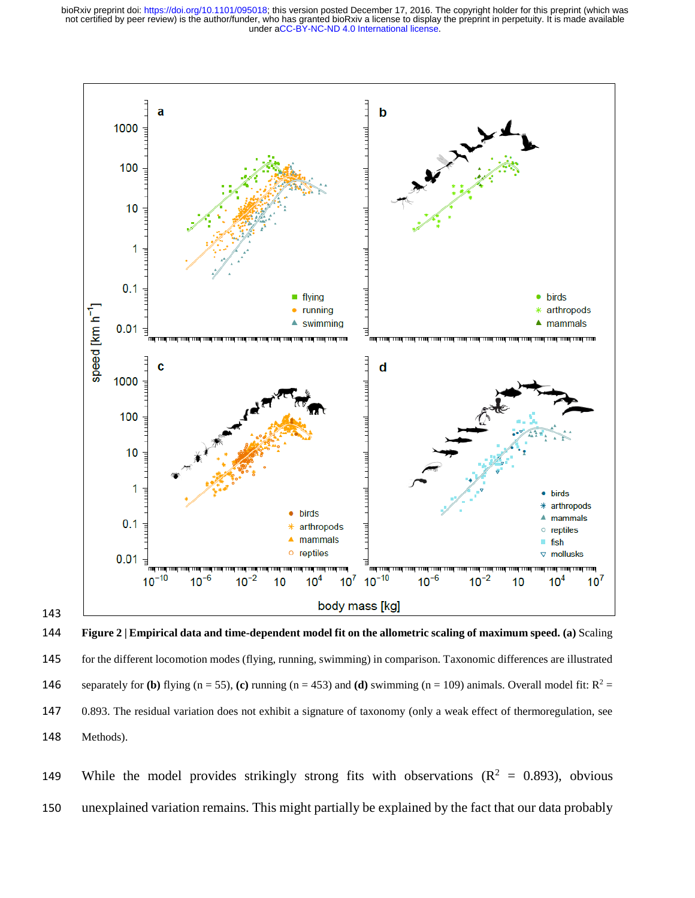**Figure 2 | Empirical data and time-dependent model fit on the allometric scaling of maximum speed. (a)** Scaling for the different locomotion modes (flying, running, swimming) in comparison. Taxonomic differences are illustrated separately for **(b)** flying (n = 55), **(c)** running (n = 453) and **(d)** swimming (n = 109) animals. Overall model fit: $R^2$ = 0.893. The residual variation does not exhibit a signature of taxonomy (only a weak effect of thermoregulation, see Methods).

While the model provides strikingly strong fits with observations ($R^2$ = 0.893), obvious unexplained variation remains. This might partially be explained by the fact that our data probably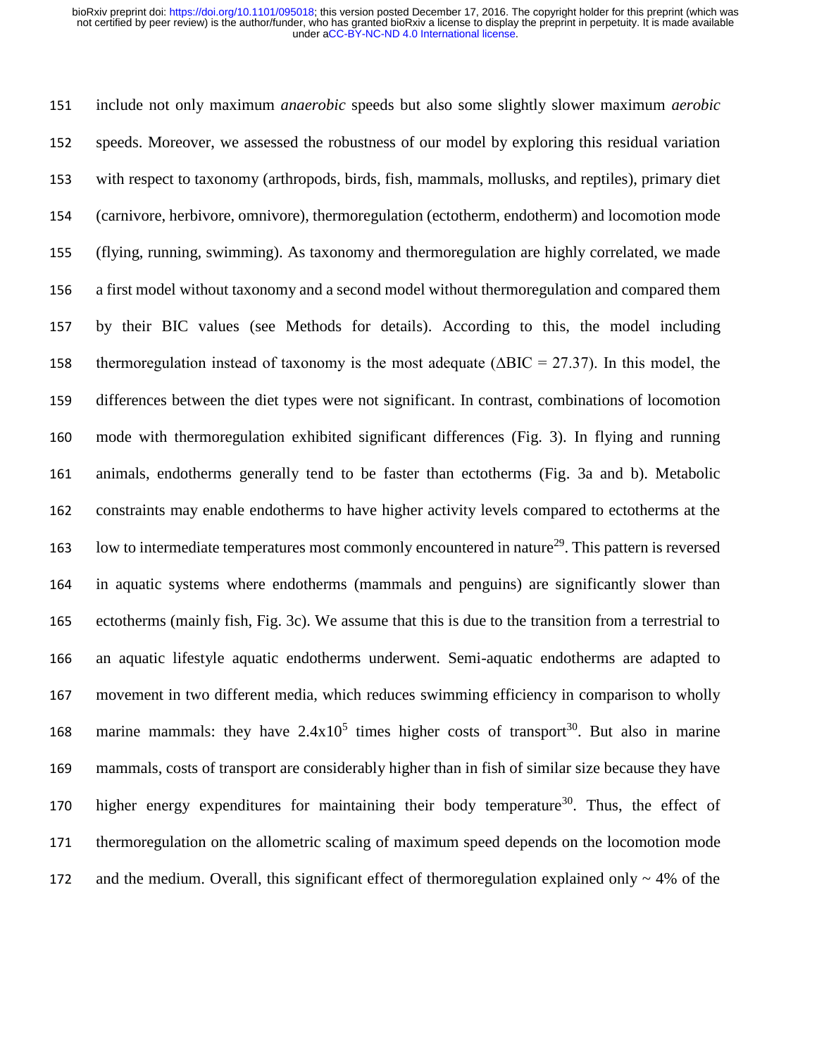include not only maximum *anaerobic* speeds but also some slightly slower maximum *aerobic* speeds. Moreover, we assessed the robustness of our model by exploring this residual variation with respect to taxonomy (arthropods, birds, fish, mammals, mollusks, and reptiles), primary diet (carnivore, herbivore, omnivore), thermoregulation (ectotherm, endotherm) and locomotion mode (flying, running, swimming). As taxonomy and thermoregulation are highly correlated, we made a first model without taxonomy and a second model without thermoregulation and compared them by their BIC values (see Methods for details). According to this, the model including thermoregulation instead of taxonomy is the most adequate ($\Delta$BIC = 27.37). In this model, the differences between the diet types were not significant. In contrast, combinations of locomotion mode with thermoregulation exhibited significant differences (Fig. 3). In flying and running animals, endotherms generally tend to be faster than ectotherms (Fig. 3a and b). Metabolic constraints may enable endotherms to have higher activity levels compared to ectotherms at the low to intermediate temperatures most commonly encountered in nature[29]. This pattern is reversed in aquatic systems where endotherms (mammals and penguins) are significantly slower than ectotherms (mainly fish, Fig. 3c). We assume that this is due to the transition from a terrestrial to an aquatic lifestyle aquatic endotherms underwent. Semi-aquatic endotherms are adapted to movement in two different media, which reduces swimming efficiency in comparison to wholly marine mammals: they have $2.4\text{x}10^5$ times higher costs of transport[30]. But also in marine mammals, costs of transport are considerably higher than in fish of similar size because they have higher energy expenditures for maintaining their body temperature[30]. Thus, the effect of thermoregulation on the allometric scaling of maximum speed depends on the locomotion mode and the medium. Overall, this significant effect of thermoregulation explained only ~ 4% of the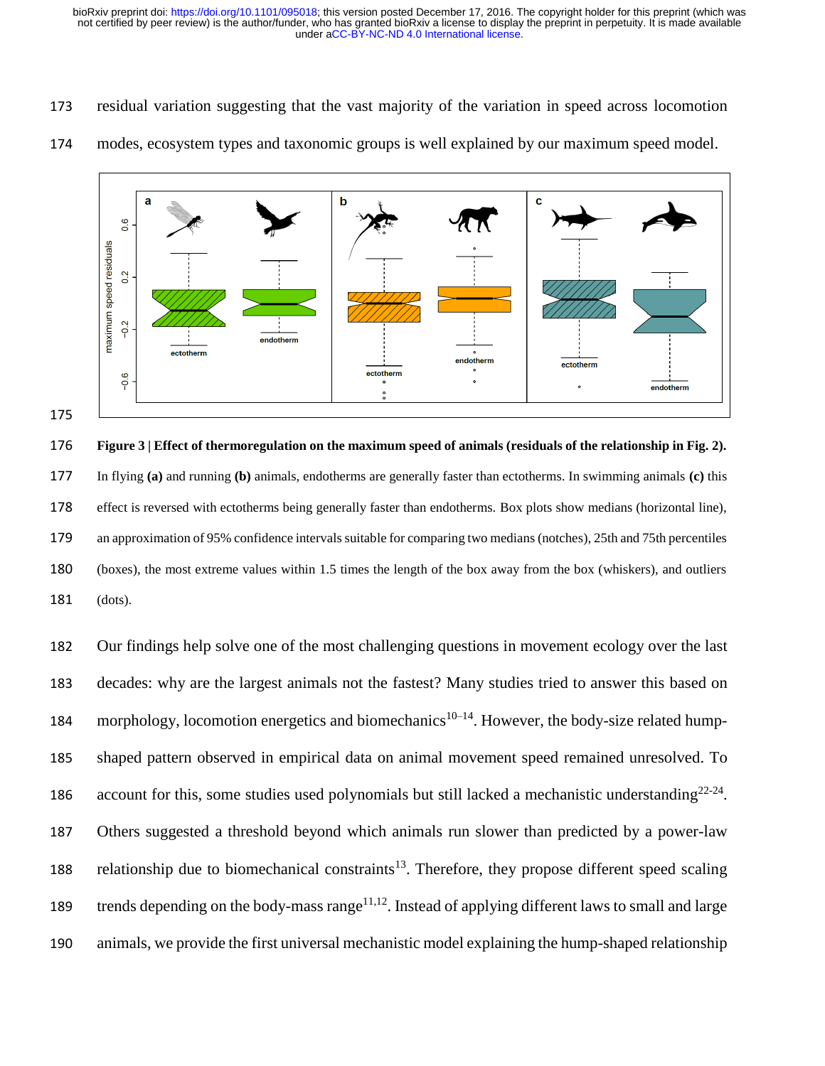residual variation suggesting that the vast majority of the variation in speed across locomotion modes, ecosystem types and taxonomic groups is well explained by our maximum speed model.

**Figure 3 | Effect of thermoregulation on the maximum speed of animals (residuals of the relationship in Fig. 2).** In flying **(a)** and running **(b)** animals, endotherms are generally faster than ectotherms. In swimming animals **(c)** this effect is reversed with ectotherms being generally faster than endotherms. Box plots show medians (horizontal line), an approximation of 95% confidence intervals suitable for comparing two medians (notches), 25th and 75th percentiles (boxes), the most extreme values within 1.5 times the length of the box away from the box (whiskers), and outliers (dots).

Our findings help solve one of the most challenging questions in movement ecology over the last decades: why are the largest animals not the fastest? Many studies tried to answer this based on morphology, locomotion energetics and biomechanics[10–14]. However, the body-size related hump-shaped pattern observed in empirical data on animal movement speed remained unresolved. To account for this, some studies used polynomials but still lacked a mechanistic understanding[22-24]. Others suggested a threshold beyond which animals run slower than predicted by a power-law relationship due to biomechanical constraints[13]. Therefore, they propose different speed scaling trends depending on the body-mass range[11,12]. Instead of applying different laws to small and large animals, we provide the first universal mechanistic model explaining the hump-shaped relationship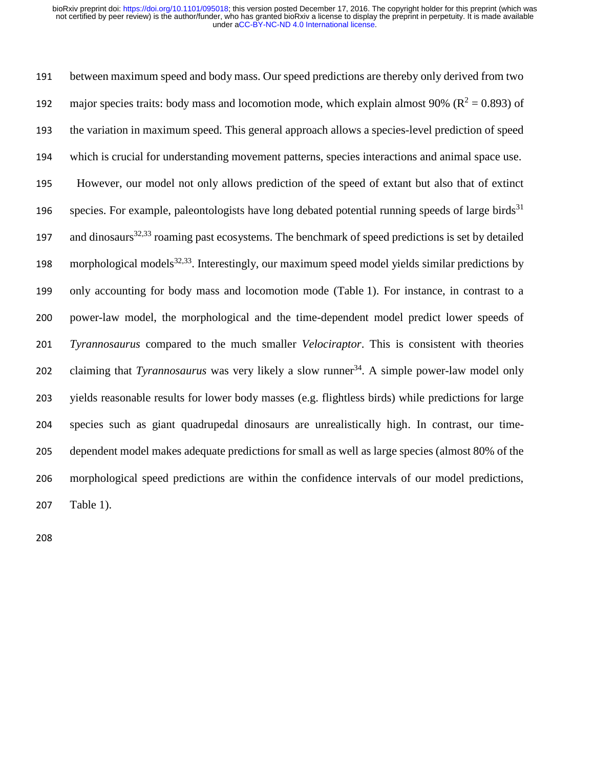between maximum speed and body mass. Our speed predictions are thereby only derived from two major species traits: body mass and locomotion mode, which explain almost 90% ($R^2 = 0.893$) of the variation in maximum speed. This general approach allows a species-level prediction of speed which is crucial for understanding movement patterns, species interactions and animal space use.

However, our model not only allows prediction of the speed of extant but also that of extinct species. For example, paleontologists have long debated potential running speeds of large birds[31] and dinosaurs[32,33] roaming past ecosystems. The benchmark of speed predictions is set by detailed morphological models[32,33]. Interestingly, our maximum speed model yields similar predictions by only accounting for body mass and locomotion mode (Table 1). For instance, in contrast to a power-law model, the morphological and the time-dependent model predict lower speeds of *Tyrannosaurus* compared to the much smaller *Velociraptor*. This is consistent with theories claiming that *Tyrannosaurus* was very likely a slow runner[34]. A simple power-law model only yields reasonable results for lower body masses (e.g. flightless birds) while predictions for large species such as giant quadrupedal dinosaurs are unrealistically high. In contrast, our time-dependent model makes adequate predictions for small as well as large species (almost 80% of the morphological speed predictions are within the confidence intervals of our model predictions, Table 1).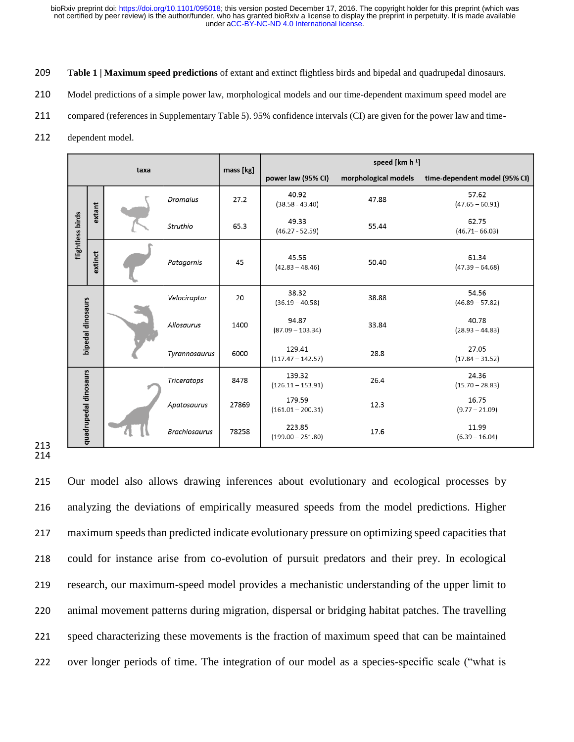**Table 1 | Maximum speed predictions** of extant and extinct flightless birds and bipedal and quadrupedal dinosaurs. Model predictions of a simple power law, morphological models and our time-dependent maximum speed model are compared (references in Supplementary Table 5). 95% confidence intervals (CI) are given for the power law and time-dependent model.

| taxa | | | mass [kg] | speed [km h$^{-1}$] | | |
|---|---|---|---|---|---|---|
| | | | | power law (95% CI) | morphological models | time-dependent model (95% CI) |
| flightless birds | extant | *Dromaius* | 27.2 | 40.92 (38.58 - 43.40) | 47.88 | 57.62 (47.65 – 60.91) |
| | | *Struthio* | 65.3 | 49.33 (46.27 - 52.59) | 55.44 | 62.75 (46.71– 66.03) |
| | extinct | *Patagornis* | 45 | 45.56 (42.83 – 48.46) | 50.40 | 61.34 (47.39 – 64.68) |
| bipedal dinosaurs | | *Velociraptor* | 20 | 38.32 (36.19 – 40.58) | 38.88 | 54.56 (46.89 – 57.82) |
| | | *Allosaurus* | 1400 | 94.87 (87.09 – 103.34) | 33.84 | 40.78 (28.93 – 44.83) |
| | | *Tyrannosaurus* | 6000 | 129.41 (117.47 – 142.57) | 28.8 | 27.05 (17.84 – 31.52) |
| quadrupedal dinosaurs | | *Triceratops* | 8478 | 139.32 (126.11 – 153.91) | 26.4 | 24.36 (15.70 – 28.83) |
| | | *Apatosaurus* | 27869 | 179.59 (161.01 – 200.31) | 12.3 | 16.75 (9.77 – 21.09) |
| | | *Brachiosaurus* | 78258 | 223.85 (199.00 – 251.80) | 17.6 | 11.99 (6.39 – 16.04) |

Our model also allows drawing inferences about evolutionary and ecological processes by analyzing the deviations of empirically measured speeds from the model predictions. Higher maximum speeds than predicted indicate evolutionary pressure on optimizing speed capacities that could for instance arise from co-evolution of pursuit predators and their prey. In ecological research, our maximum-speed model provides a mechanistic understanding of the upper limit to animal movement patterns during migration, dispersal or bridging habitat patches. The travelling speed characterizing these movements is the fraction of maximum speed that can be maintained over longer periods of time. The integration of our model as a species-specific scale ("what is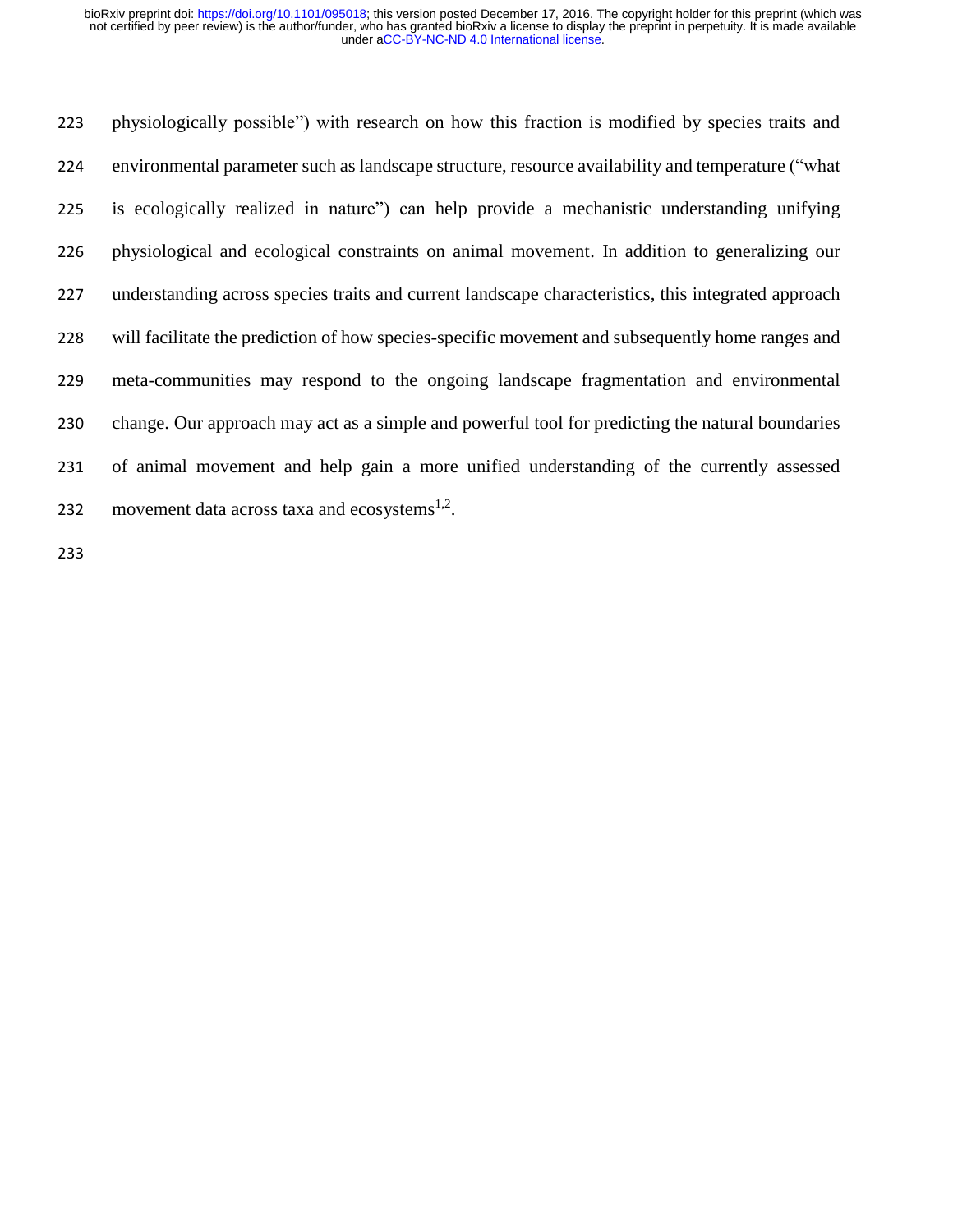physiologically possible") with research on how this fraction is modified by species traits and environmental parameter such as landscape structure, resource availability and temperature ("what is ecologically realized in nature") can help provide a mechanistic understanding unifying physiological and ecological constraints on animal movement. In addition to generalizing our understanding across species traits and current landscape characteristics, this integrated approach will facilitate the prediction of how species-specific movement and subsequently home ranges and meta-communities may respond to the ongoing landscape fragmentation and environmental change. Our approach may act as a simple and powerful tool for predicting the natural boundaries of animal movement and help gain a more unified understanding of the currently assessed movement data across taxa and ecosystems[1,2].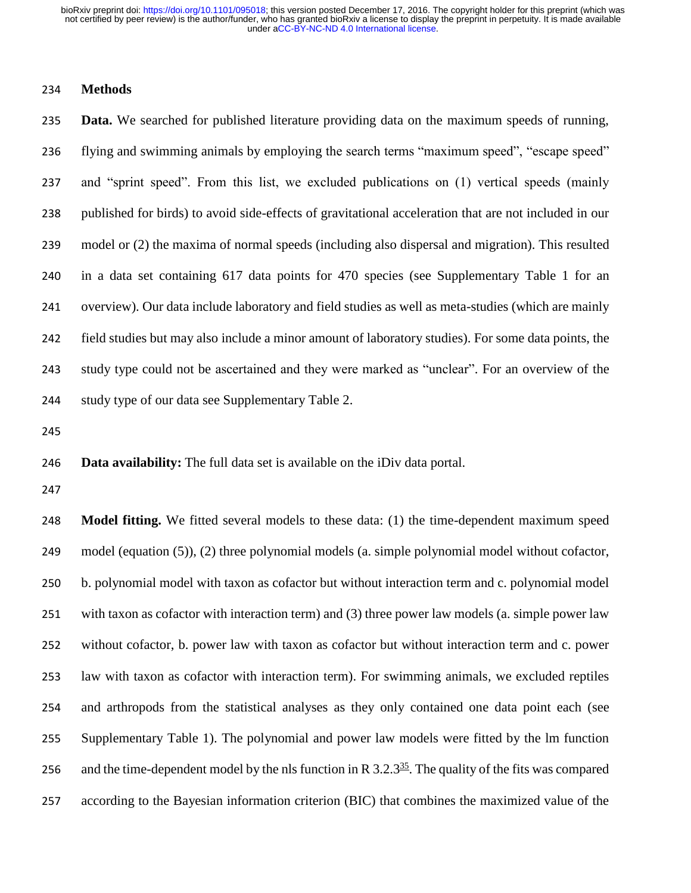## Methods

**Data.** We searched for published literature providing data on the maximum speeds of running, flying and swimming animals by employing the search terms “maximum speed”, “escape speed” and “sprint speed”. From this list, we excluded publications on (1) vertical speeds (mainly published for birds) to avoid side-effects of gravitational acceleration that are not included in our model or (2) the maxima of normal speeds (including also dispersal and migration). This resulted in a data set containing 617 data points for 470 species (see Supplementary Table 1 for an overview). Our data include laboratory and field studies as well as meta-studies (which are mainly field studies but may also include a minor amount of laboratory studies). For some data points, the study type could not be ascertained and they were marked as “unclear”. For an overview of the study type of our data see Supplementary Table 2.

**Data availability:** The full data set is available on the iDiv data portal.

**Model fitting.** We fitted several models to these data: (1) the time-dependent maximum speed model (equation (5)), (2) three polynomial models (a. simple polynomial model without cofactor, b. polynomial model with taxon as cofactor but without interaction term and c. polynomial model with taxon as cofactor with interaction term) and (3) three power law models (a. simple power law without cofactor, b. power law with taxon as cofactor but without interaction term and c. power law with taxon as cofactor with interaction term). For swimming animals, we excluded reptiles and arthropods from the statistical analyses as they only contained one data point each (see Supplementary Table 1). The polynomial and power law models were fitted by the lm function and the time-dependent model by the nls function in R 3.2.3[35]. The quality of the fits was compared according to the Bayesian information criterion (BIC) that combines the maximized value of the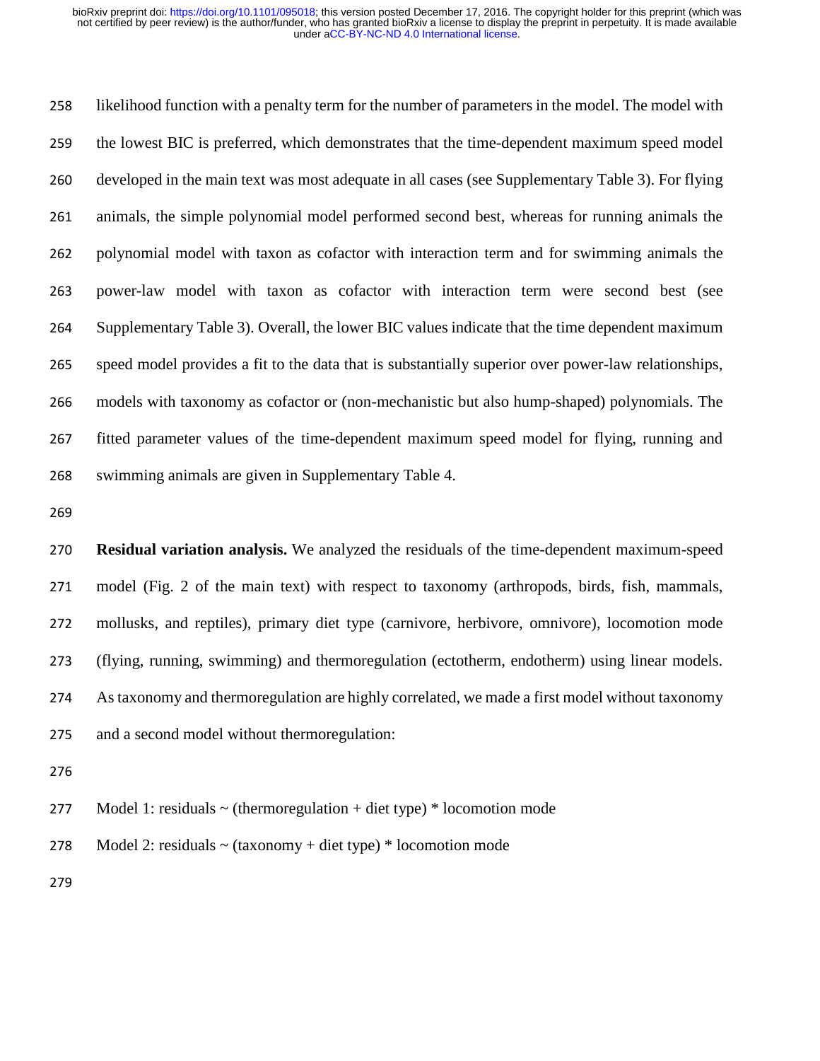likelihood function with a penalty term for the number of parameters in the model. The model with the lowest BIC is preferred, which demonstrates that the time-dependent maximum speed model developed in the main text was most adequate in all cases (see Supplementary Table 3). For flying animals, the simple polynomial model performed second best, whereas for running animals the polynomial model with taxon as cofactor with interaction term and for swimming animals the power-law model with taxon as cofactor with interaction term were second best (see Supplementary Table 3). Overall, the lower BIC values indicate that the time dependent maximum speed model provides a fit to the data that is substantially superior over power-law relationships, models with taxonomy as cofactor or (non-mechanistic but also hump-shaped) polynomials. The fitted parameter values of the time-dependent maximum speed model for flying, running and swimming animals are given in Supplementary Table 4.

**Residual variation analysis.** We analyzed the residuals of the time-dependent maximum-speed model (Fig. 2 of the main text) with respect to taxonomy (arthropods, birds, fish, mammals, mollusks, and reptiles), primary diet type (carnivore, herbivore, omnivore), locomotion mode (flying, running, swimming) and thermoregulation (ectotherm, endotherm) using linear models. As taxonomy and thermoregulation are highly correlated, we made a first model without taxonomy and a second model without thermoregulation:

Model 1: residuals ~ (thermoregulation + diet type) * locomotion mode

Model 2: residuals ~ (taxonomy + diet type) * locomotion mode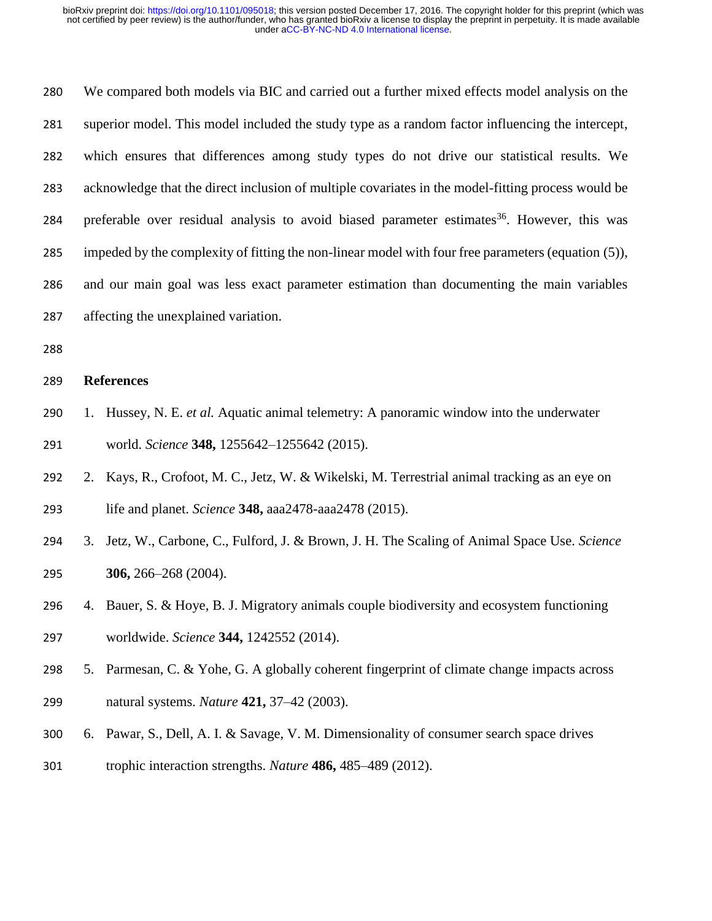We compared both models via BIC and carried out a further mixed effects model analysis on the superior model. This model included the study type as a random factor influencing the intercept, which ensures that differences among study types do not drive our statistical results. We acknowledge that the direct inclusion of multiple covariates in the model-fitting process would be preferable over residual analysis to avoid biased parameter estimates[36]. However, this was impeded by the complexity of fitting the non-linear model with four free parameters (equation (5)), and our main goal was less exact parameter estimation than documenting the main variables affecting the unexplained variation.

## References

1. Hussey, N. E. *et al.* Aquatic animal telemetry: A panoramic window into the underwater world. *Science* **348,** 1255642–1255642 (2015).
2. Kays, R., Crofoot, M. C., Jetz, W. & Wikelski, M. Terrestrial animal tracking as an eye on life and planet. *Science* **348,** aaa2478-aaa2478 (2015).
3. Jetz, W., Carbone, C., Fulford, J. & Brown, J. H. The Scaling of Animal Space Use. *Science* **306,** 266–268 (2004).
4. Bauer, S. & Hoye, B. J. Migratory animals couple biodiversity and ecosystem functioning worldwide. *Science* **344,** 1242552 (2014).
5. Parmesan, C. & Yohe, G. A globally coherent fingerprint of climate change impacts across natural systems. *Nature* **421,** 37–42 (2003).
6. Pawar, S., Dell, A. I. & Savage, V. M. Dimensionality of consumer search space drives trophic interaction strengths. *Nature* **486,** 485–489 (2012).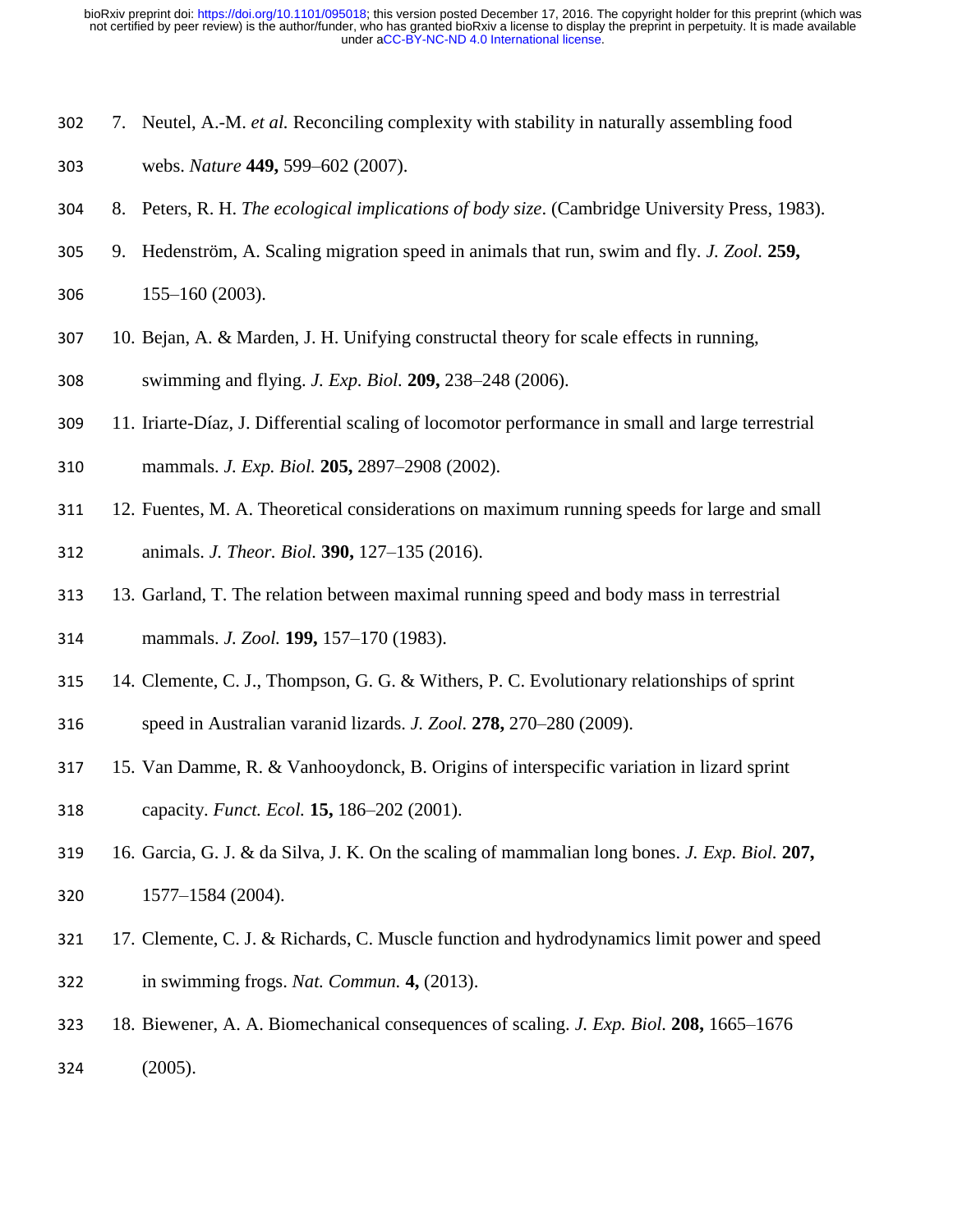7. Neutel, A.-M. *et al.* Reconciling complexity with stability in naturally assembling food webs. *Nature* **449,** 599–602 (2007).
8. Peters, R. H. *The ecological implications of body size*. (Cambridge University Press, 1983).
9. Hedenström, A. Scaling migration speed in animals that run, swim and fly. *J. Zool.* **259,** 155–160 (2003).
10. Bejan, A. & Marden, J. H. Unifying constructal theory for scale effects in running, swimming and flying. *J. Exp. Biol.* **209,** 238–248 (2006).
11. Iriarte-Díaz, J. Differential scaling of locomotor performance in small and large terrestrial mammals. *J. Exp. Biol.* **205,** 2897–2908 (2002).
12. Fuentes, M. A. Theoretical considerations on maximum running speeds for large and small animals. *J. Theor. Biol.* **390,** 127–135 (2016).
13. Garland, T. The relation between maximal running speed and body mass in terrestrial mammals. *J. Zool.* **199,** 157–170 (1983).
14. Clemente, C. J., Thompson, G. G. & Withers, P. C. Evolutionary relationships of sprint speed in Australian varanid lizards. *J. Zool.* **278,** 270–280 (2009).
15. Van Damme, R. & Vanhooydonck, B. Origins of interspecific variation in lizard sprint capacity. *Funct. Ecol.* **15,** 186–202 (2001).
16. Garcia, G. J. & da Silva, J. K. On the scaling of mammalian long bones. *J. Exp. Biol.* **207,** 1577–1584 (2004).
17. Clemente, C. J. & Richards, C. Muscle function and hydrodynamics limit power and speed in swimming frogs. *Nat. Commun.* **4,** (2013).
18. Biewener, A. A. Biomechanical consequences of scaling. *J. Exp. Biol.* **208,** 1665–1676 (2005).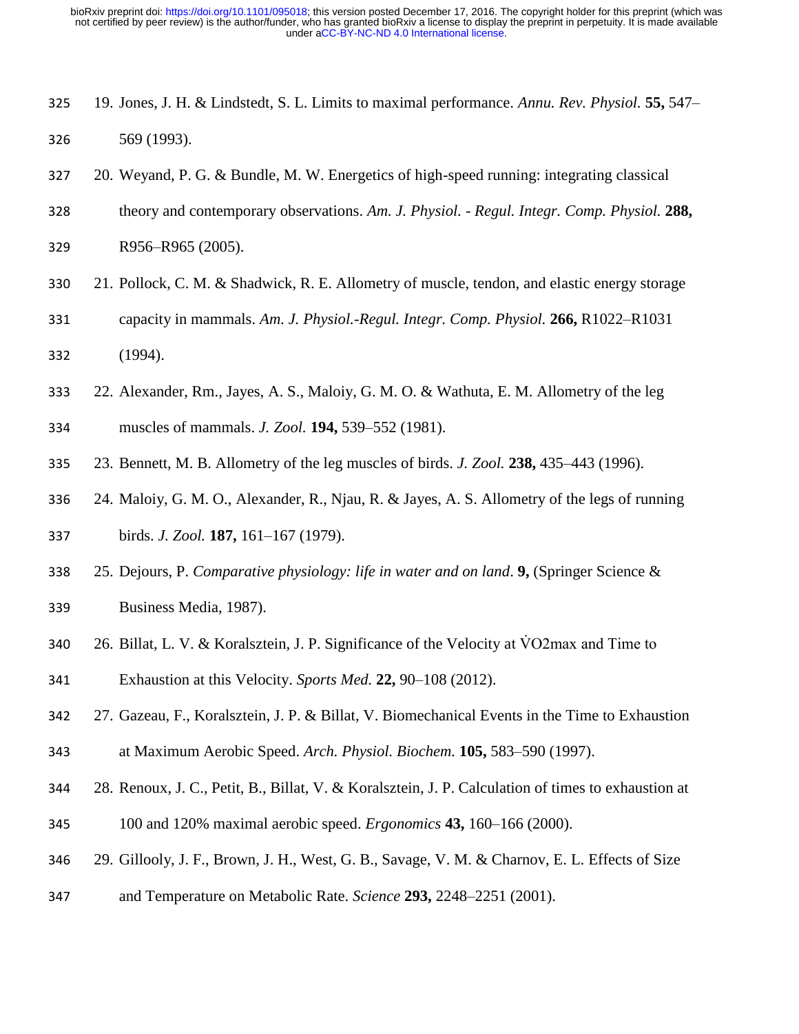19. Jones, J. H. & Lindstedt, S. L. Limits to maximal performance. *Annu. Rev. Physiol.* **55,** 547–569 (1993).
20. Weyand, P. G. & Bundle, M. W. Energetics of high-speed running: integrating classical theory and contemporary observations. *Am. J. Physiol. - Regul. Integr. Comp. Physiol.* **288,** R956–R965 (2005).
21. Pollock, C. M. & Shadwick, R. E. Allometry of muscle, tendon, and elastic energy storage capacity in mammals. *Am. J. Physiol.-Regul. Integr. Comp. Physiol.* **266,** R1022–R1031 (1994).
22. Alexander, Rm., Jayes, A. S., Maloiy, G. M. O. & Wathuta, E. M. Allometry of the leg muscles of mammals. *J. Zool.* **194,** 539–552 (1981).
23. Bennett, M. B. Allometry of the leg muscles of birds. *J. Zool.* **238,** 435–443 (1996).
24. Maloiy, G. M. O., Alexander, R., Njau, R. & Jayes, A. S. Allometry of the legs of running birds. *J. Zool.* **187,** 161–167 (1979).
25. Dejours, P. *Comparative physiology: life in water and on land*. **9,** (Springer Science & Business Media, 1987).
26. Billat, L. V. & Koralsztein, J. P. Significance of the Velocity at $\dot{V}O2max$ and Time to Exhaustion at this Velocity. *Sports Med.* **22,** 90–108 (2012).
27. Gazeau, F., Koralsztein, J. P. & Billat, V. Biomechanical Events in the Time to Exhaustion at Maximum Aerobic Speed. *Arch. Physiol. Biochem.* **105,** 583–590 (1997).
28. Renoux, J. C., Petit, B., Billat, V. & Koralsztein, J. P. Calculation of times to exhaustion at 100 and 120% maximal aerobic speed. *Ergonomics* **43,** 160–166 (2000).
29. Gillooly, J. F., Brown, J. H., West, G. B., Savage, V. M. & Charnov, E. L. Effects of Size and Temperature on Metabolic Rate. *Science* **293,** 2248–2251 (2001).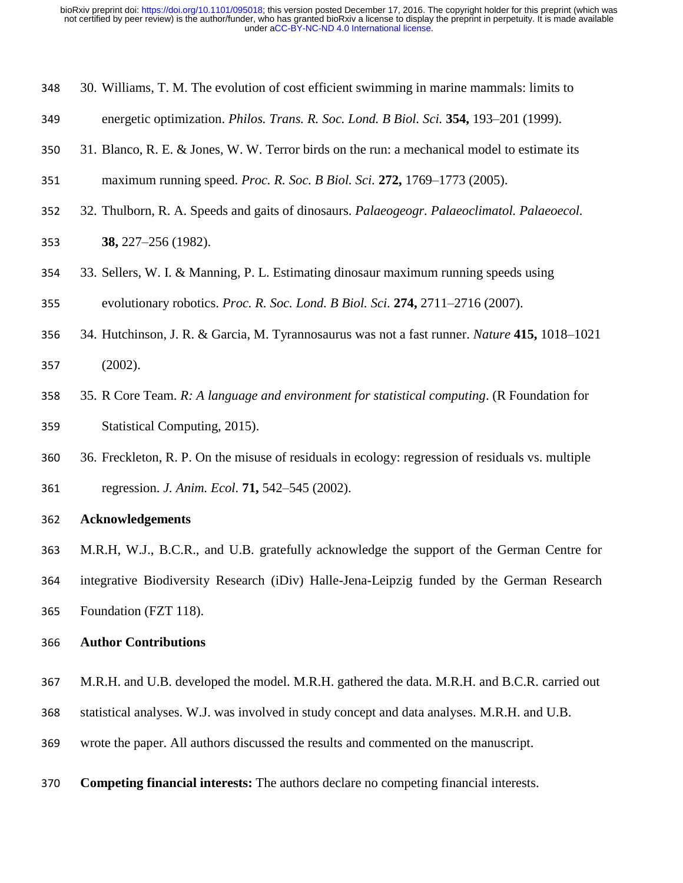30. Williams, T. M. The evolution of cost efficient swimming in marine mammals: limits to energetic optimization. *Philos. Trans. R. Soc. Lond. B Biol. Sci.* **354,** 193–201 (1999).
31. Blanco, R. E. & Jones, W. W. Terror birds on the run: a mechanical model to estimate its maximum running speed. *Proc. R. Soc. B Biol. Sci.* **272,** 1769–1773 (2005).
32. Thulborn, R. A. Speeds and gaits of dinosaurs. *Palaeogeogr. Palaeoclimatol. Palaeoecol.* **38,** 227–256 (1982).
33. Sellers, W. I. & Manning, P. L. Estimating dinosaur maximum running speeds using evolutionary robotics. *Proc. R. Soc. Lond. B Biol. Sci.* **274,** 2711–2716 (2007).
34. Hutchinson, J. R. & Garcia, M. Tyrannosaurus was not a fast runner. *Nature* **415,** 1018–1021 (2002).
35. R Core Team. *R: A language and environment for statistical computing*. (R Foundation for Statistical Computing, 2015).
36. Freckleton, R. P. On the misuse of residuals in ecology: regression of residuals vs. multiple regression. *J. Anim. Ecol.* **71,** 542–545 (2002).

## Acknowledgements

M.R.H, W.J., B.C.R., and U.B. gratefully acknowledge the support of the German Centre for integrative Biodiversity Research (iDiv) Halle-Jena-Leipzig funded by the German Research Foundation (FZT 118).

## Author Contributions

M.R.H. and U.B. developed the model. M.R.H. gathered the data. M.R.H. and B.C.R. carried out statistical analyses. W.J. was involved in study concept and data analyses. M.R.H. and U.B. wrote the paper. All authors discussed the results and commented on the manuscript.

**Competing financial interests:** The authors declare no competing financial interests.